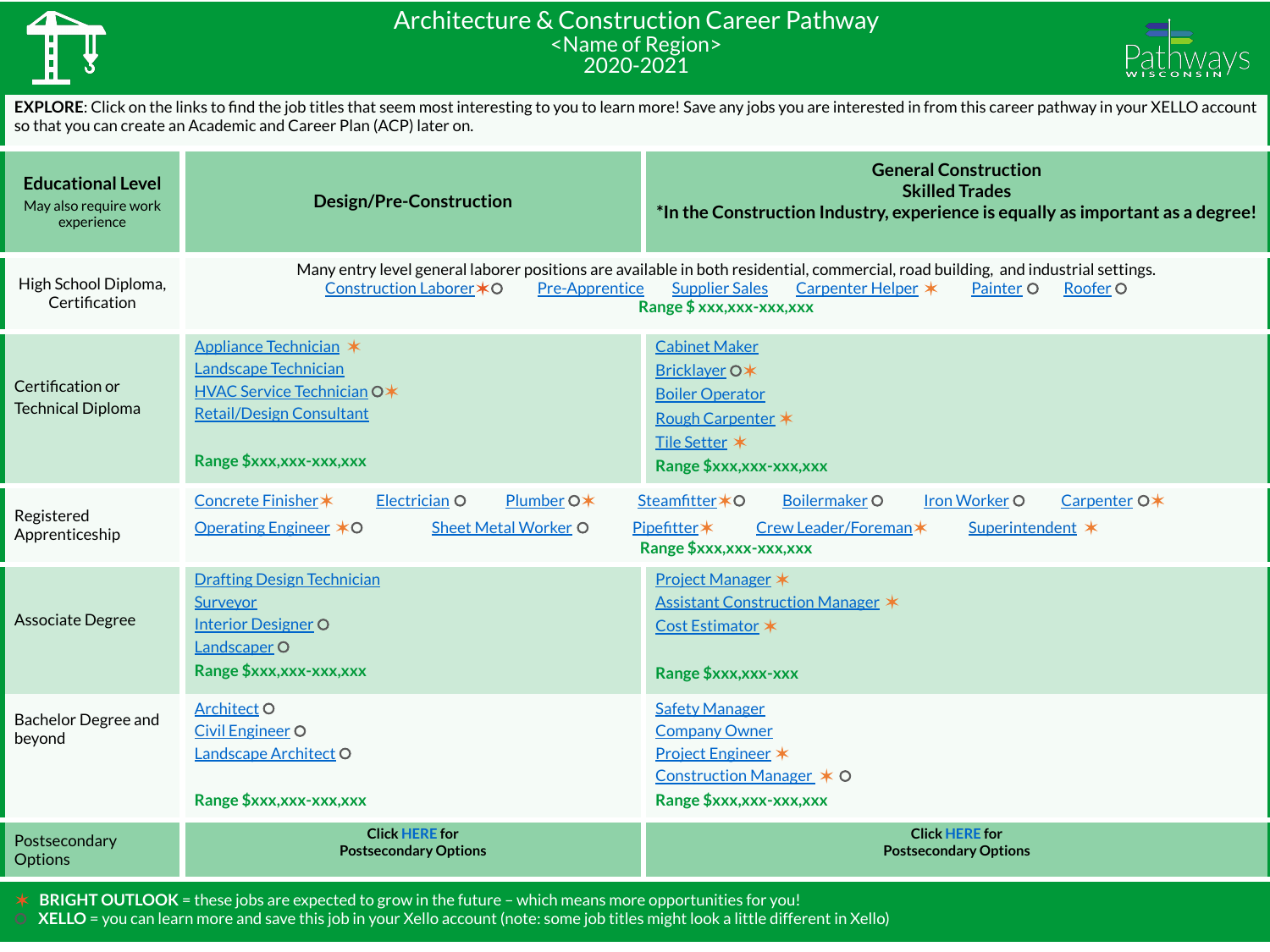# Architecture & Construction Career Pathway

<Name of Region>

2020-2021

Pathways WISCONSIN

**EXPLORE**: Click on the links to find the job titles that seem most interesting to you to learn more! Save any jobs you are interested in from this career pathway in your XELLO account so that you can create an Academic and Career Plan (ACP) later on.

| **Educational Level** May also require work experience | **Design/Pre-Construction** | **General Construction Skilled Trades** *In the Construction Industry, experience is equally as important as a degree! |
|---|---|---|
| High School Diploma, Certification | Many entry level general laborer positions are available in both residential, commercial, road building, and industrial settings. Construction Laborer ✶ O Pre-Apprentice Supplier Sales Carpenter Helper ✶ Painter O Roofer O **Range $ xxx,xxx-xxx,xxx** | |
| Certification or Technical Diploma | Appliance Technician ✶<br>Landscape Technician<br>HVAC Service Technician O ✶<br>Retail/Design Consultant<br>**Range $xxx,xxx-xxx,xxx** | Cabinet Maker<br>Bricklayer O ✶<br>Boiler Operator<br>Rough Carpenter ✶<br>Tile Setter ✶<br>**Range $xxx,xxx-xxx,xxx** |
| Registered Apprenticeship | Concrete Finisher ✶ Electrician O Plumber O ✶ Steamfitter ✶ O Boilermaker O Iron Worker O Carpenter O ✶ Operating Engineer ✶ O Sheet Metal Worker O Pipefitter ✶ Crew Leader/Foreman ✶ Superintendent ✶ **Range $xxx,xxx-xxx,xxx** | |
| Associate Degree | Drafting Design Technician<br>Surveyor<br>Interior Designer O<br>Landscaper O<br>**Range $xxx,xxx-xxx,xxx** | Project Manager ✶<br>Assistant Construction Manager ✶<br>Cost Estimator ✶<br>**Range $xxx,xxx-xxx** |
| Bachelor Degree and beyond | Architect O<br>Civil Engineer O<br>Landscape Architect O<br>**Range $xxx,xxx-xxx,xxx** | Safety Manager<br>Company Owner<br>Project Engineer ✶<br>Construction Manager ✶ O<br>**Range $xxx,xxx-xxx,xxx** |
| Postsecondary Options | **Click HERE for Postsecondary Options** | **Click HERE for Postsecondary Options** |

✶ **BRIGHT OUTLOOK** = these jobs are expected to grow in the future – which means more opportunities for you!
O **XELLO** = you can learn more and save this job in your Xello account (note: some job titles might look a little different in Xello)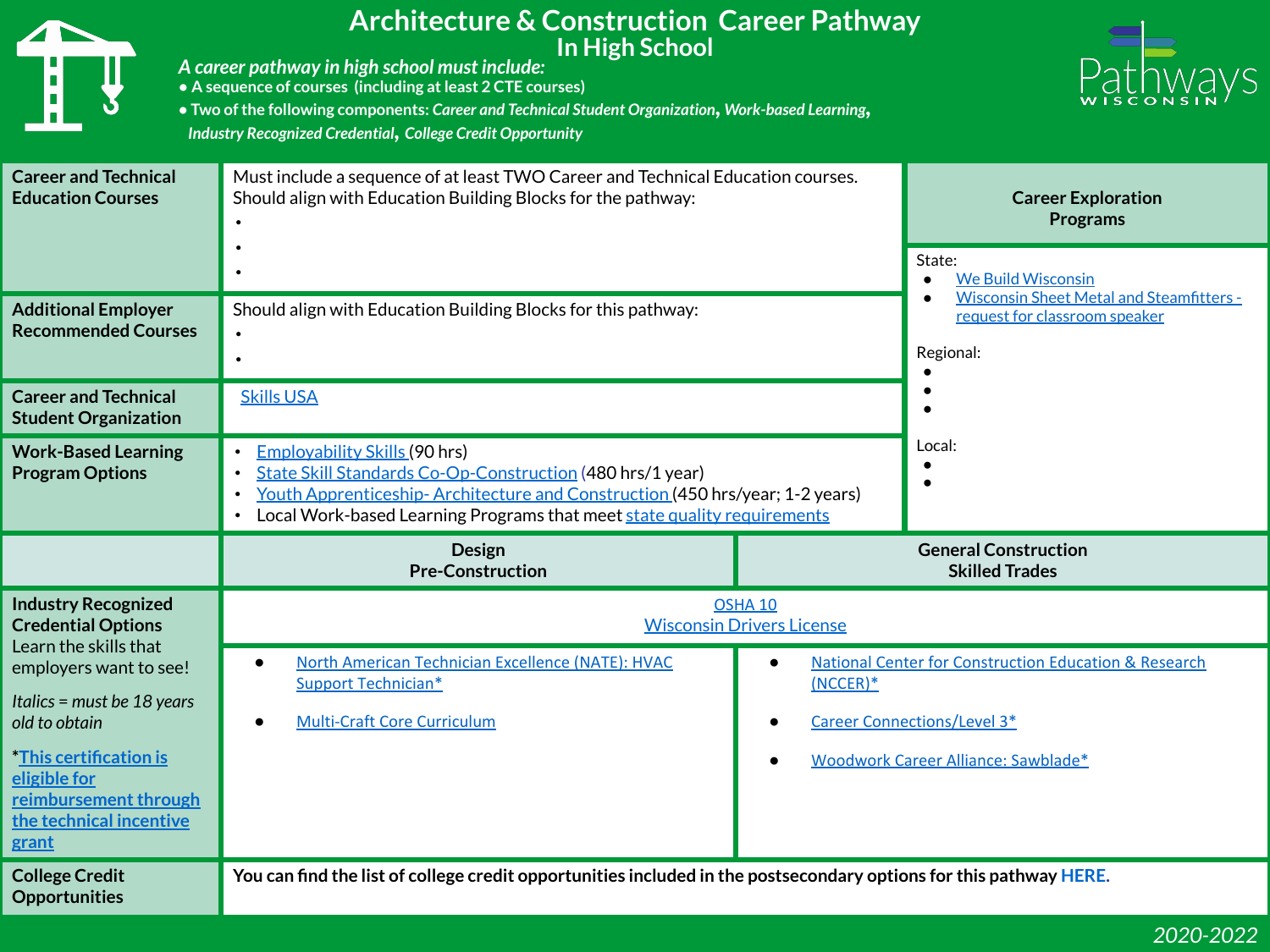# Architecture & Construction Career Pathway In High School

*A career pathway in high school must include:*

- A sequence of courses (including at least 2 CTE courses)
- Two of the following components: *Career and Technical Student Organization*, *Work-based Learning*, *Industry Recognized Credential*, *College Credit Opportunity*

Pathways WISCONSIN

| | | |
|---|---|---|
| **Career and Technical Education Courses** | Must include a sequence of at least TWO Career and Technical Education courses. Should align with Education Building Blocks for the pathway: • • • | |
| **Additional Employer Recommended Courses** | Should align with Education Building Blocks for this pathway: • • | |
| **Career and Technical Student Organization** | Skills USA | |
| **Work-Based Learning Program Options** | • Employability Skills (90 hrs) • State Skill Standards Co-Op-Construction (480 hrs/1 year) • Youth Apprenticeship- Architecture and Construction (450 hrs/year; 1-2 years) • Local Work-based Learning Programs that meet state quality requirements | |
| | **Design Pre-Construction** | **General Construction Skilled Trades** |
| **Industry Recognized Credential Options** Learn the skills that employers want to see! *Italics = must be 18 years old to obtain* *This certification is eligible for reimbursement through the technical incentive grant | OSHA 10 Wisconsin Drivers License | |
| | • North American Technician Excellence (NATE): HVAC Support Technician* • Multi-Craft Core Curriculum | • National Center for Construction Education & Research (NCCER)* • Career Connections/Level 3* • Woodwork Career Alliance: Sawblade* |
| **College Credit Opportunities** | **You can find the list of college credit opportunities included in the postsecondary options for this pathway HERE.** | |

**Career Exploration Programs**

State:
- We Build Wisconsin
- Wisconsin Sheet Metal and Steamfitters - request for classroom speaker

Regional:
- 
- 
- 

Local:
- 
- 

*2020-2022*